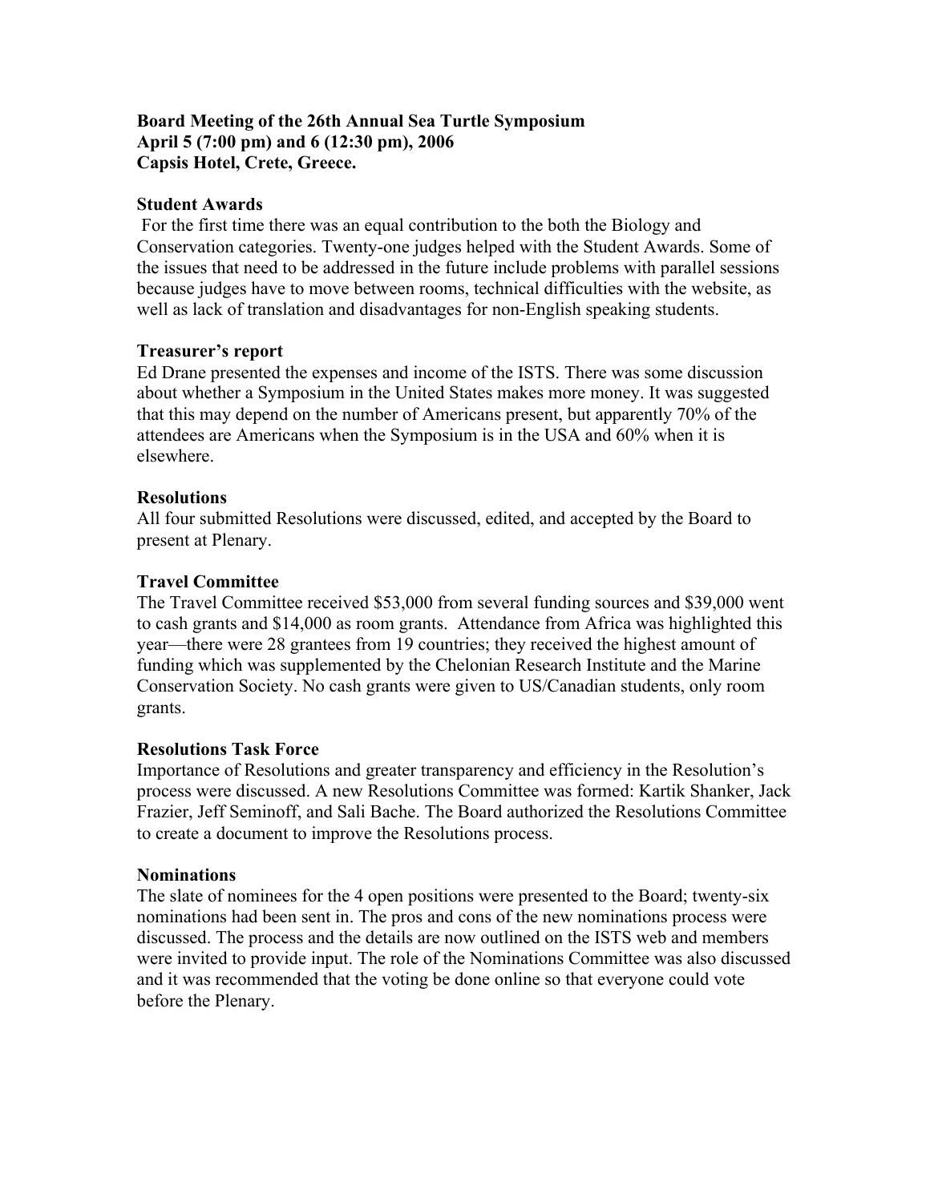**Board Meeting of the 26th Annual Sea Turtle Symposium**
**April 5 (7:00 pm) and 6 (12:30 pm), 2006**
**Capsis Hotel, Crete, Greece.**

## Student Awards

For the first time there was an equal contribution to the both the Biology and Conservation categories. Twenty-one judges helped with the Student Awards. Some of the issues that need to be addressed in the future include problems with parallel sessions because judges have to move between rooms, technical difficulties with the website, as well as lack of translation and disadvantages for non-English speaking students.

## Treasurer's report

Ed Drane presented the expenses and income of the ISTS. There was some discussion about whether a Symposium in the United States makes more money. It was suggested that this may depend on the number of Americans present, but apparently 70% of the attendees are Americans when the Symposium is in the USA and 60% when it is elsewhere.

## Resolutions

All four submitted Resolutions were discussed, edited, and accepted by the Board to present at Plenary.

## Travel Committee

The Travel Committee received $53,000 from several funding sources and $39,000 went to cash grants and $14,000 as room grants. Attendance from Africa was highlighted this year—there were 28 grantees from 19 countries; they received the highest amount of funding which was supplemented by the Chelonian Research Institute and the Marine Conservation Society. No cash grants were given to US/Canadian students, only room grants.

## Resolutions Task Force

Importance of Resolutions and greater transparency and efficiency in the Resolution's process were discussed. A new Resolutions Committee was formed: Kartik Shanker, Jack Frazier, Jeff Seminoff, and Sali Bache. The Board authorized the Resolutions Committee to create a document to improve the Resolutions process.

## Nominations

The slate of nominees for the 4 open positions were presented to the Board; twenty-six nominations had been sent in. The pros and cons of the new nominations process were discussed. The process and the details are now outlined on the ISTS web and members were invited to provide input. The role of the Nominations Committee was also discussed and it was recommended that the voting be done online so that everyone could vote before the Plenary.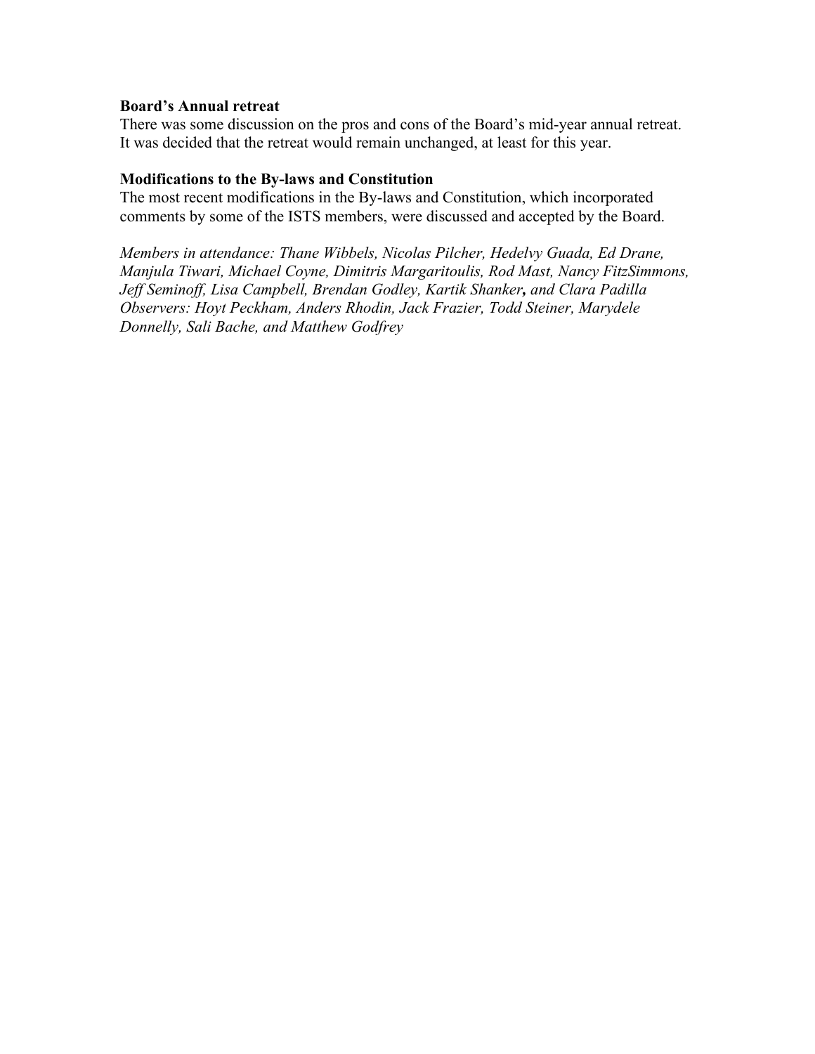**Board's Annual retreat**
There was some discussion on the pros and cons of the Board's mid-year annual retreat. It was decided that the retreat would remain unchanged, at least for this year.

**Modifications to the By-laws and Constitution**
The most recent modifications in the By-laws and Constitution, which incorporated comments by some of the ISTS members, were discussed and accepted by the Board.

*Members in attendance: Thane Wibbels, Nicolas Pilcher, Hedelvy Guada, Ed Drane, Manjula Tiwari, Michael Coyne, Dimitris Margaritoulis, Rod Mast, Nancy FitzSimmons, Jeff Seminoff, Lisa Campbell, Brendan Godley, Kartik Shanker, and Clara Padilla*
*Observers: Hoyt Peckham, Anders Rhodin, Jack Frazier, Todd Steiner, Marydele Donnelly, Sali Bache, and Matthew Godfrey*